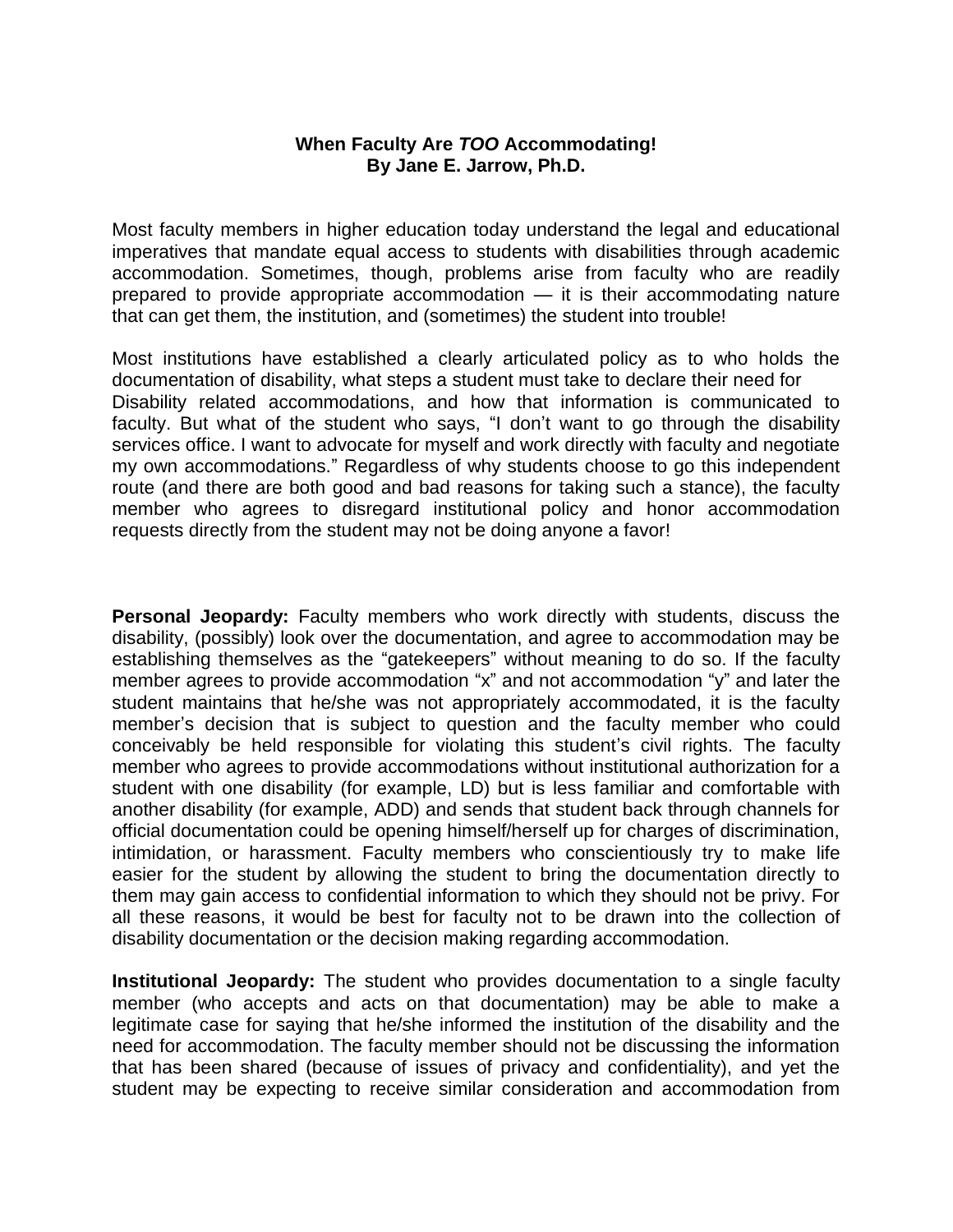**When Faculty Are *TOO* Accommodating!**
**By Jane E. Jarrow, Ph.D.**

Most faculty members in higher education today understand the legal and educational imperatives that mandate equal access to students with disabilities through academic accommodation. Sometimes, though, problems arise from faculty who are readily prepared to provide appropriate accommodation — it is their accommodating nature that can get them, the institution, and (sometimes) the student into trouble!

Most institutions have established a clearly articulated policy as to who holds the documentation of disability, what steps a student must take to declare their need for Disability related accommodations, and how that information is communicated to faculty. But what of the student who says, "I don't want to go through the disability services office. I want to advocate for myself and work directly with faculty and negotiate my own accommodations." Regardless of why students choose to go this independent route (and there are both good and bad reasons for taking such a stance), the faculty member who agrees to disregard institutional policy and honor accommodation requests directly from the student may not be doing anyone a favor!

**Personal Jeopardy:** Faculty members who work directly with students, discuss the disability, (possibly) look over the documentation, and agree to accommodation may be establishing themselves as the "gatekeepers" without meaning to do so. If the faculty member agrees to provide accommodation "x" and not accommodation "y" and later the student maintains that he/she was not appropriately accommodated, it is the faculty member's decision that is subject to question and the faculty member who could conceivably be held responsible for violating this student's civil rights. The faculty member who agrees to provide accommodations without institutional authorization for a student with one disability (for example, LD) but is less familiar and comfortable with another disability (for example, ADD) and sends that student back through channels for official documentation could be opening himself/herself up for charges of discrimination, intimidation, or harassment. Faculty members who conscientiously try to make life easier for the student by allowing the student to bring the documentation directly to them may gain access to confidential information to which they should not be privy. For all these reasons, it would be best for faculty not to be drawn into the collection of disability documentation or the decision making regarding accommodation.

**Institutional Jeopardy:** The student who provides documentation to a single faculty member (who accepts and acts on that documentation) may be able to make a legitimate case for saying that he/she informed the institution of the disability and the need for accommodation. The faculty member should not be discussing the information that has been shared (because of issues of privacy and confidentiality), and yet the student may be expecting to receive similar consideration and accommodation from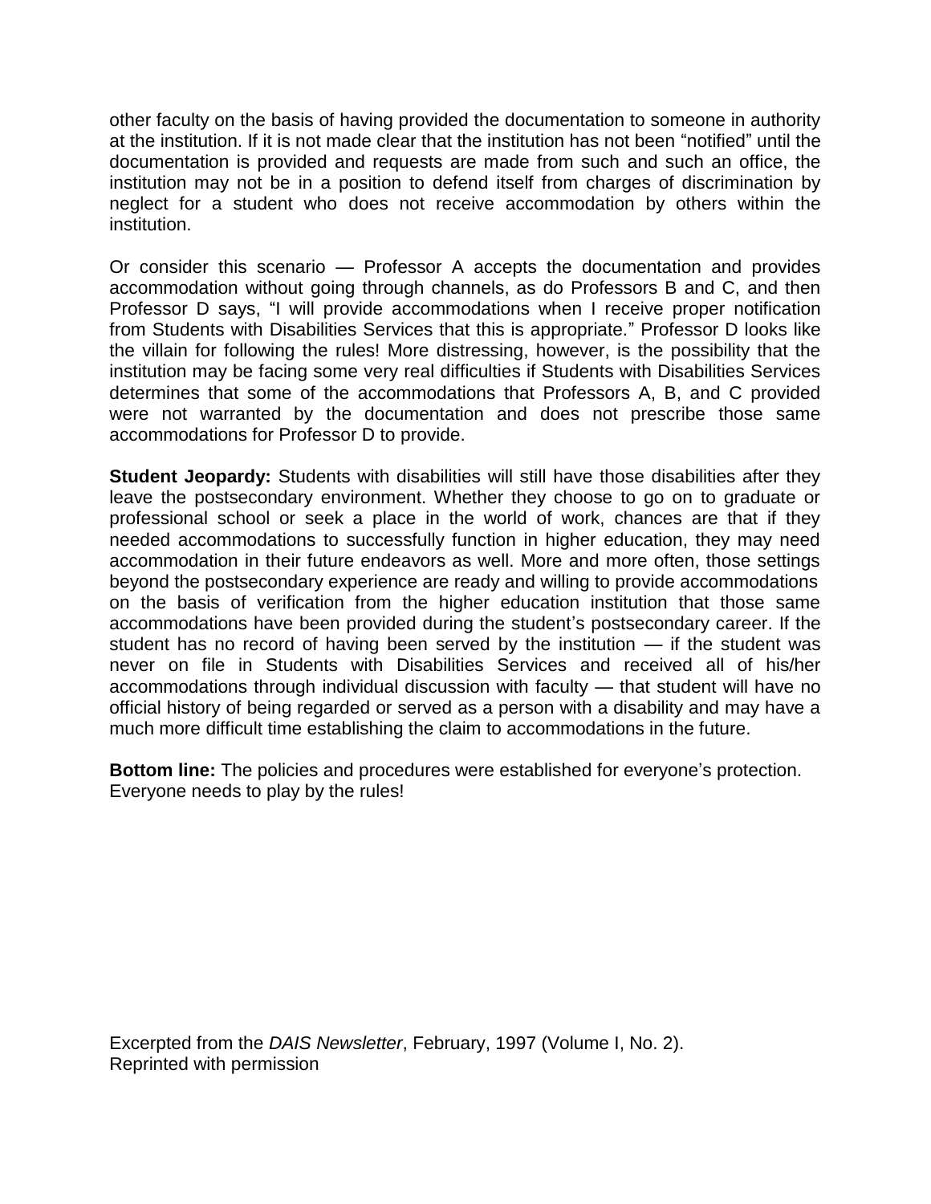other faculty on the basis of having provided the documentation to someone in authority at the institution. If it is not made clear that the institution has not been "notified" until the documentation is provided and requests are made from such and such an office, the institution may not be in a position to defend itself from charges of discrimination by neglect for a student who does not receive accommodation by others within the institution.

Or consider this scenario — Professor A accepts the documentation and provides accommodation without going through channels, as do Professors B and C, and then Professor D says, "I will provide accommodations when I receive proper notification from Students with Disabilities Services that this is appropriate." Professor D looks like the villain for following the rules! More distressing, however, is the possibility that the institution may be facing some very real difficulties if Students with Disabilities Services determines that some of the accommodations that Professors A, B, and C provided were not warranted by the documentation and does not prescribe those same accommodations for Professor D to provide.

**Student Jeopardy:** Students with disabilities will still have those disabilities after they leave the postsecondary environment. Whether they choose to go on to graduate or professional school or seek a place in the world of work, chances are that if they needed accommodations to successfully function in higher education, they may need accommodation in their future endeavors as well. More and more often, those settings beyond the postsecondary experience are ready and willing to provide accommodations on the basis of verification from the higher education institution that those same accommodations have been provided during the student's postsecondary career. If the student has no record of having been served by the institution — if the student was never on file in Students with Disabilities Services and received all of his/her accommodations through individual discussion with faculty — that student will have no official history of being regarded or served as a person with a disability and may have a much more difficult time establishing the claim to accommodations in the future.

**Bottom line:** The policies and procedures were established for everyone's protection. Everyone needs to play by the rules!

Excerpted from the *DAIS Newsletter*, February, 1997 (Volume I, No. 2).
Reprinted with permission